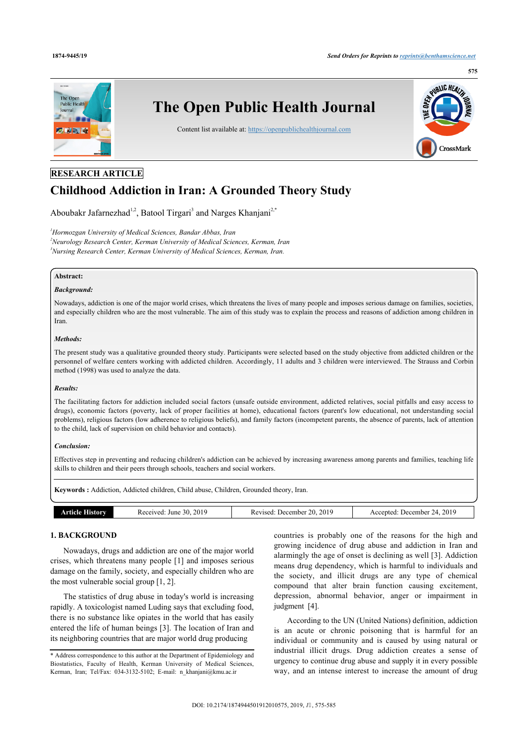**RESEARCH ARTICLE**

# Childhood Addiction in Iran: A Grounded Theory Study

Aboubakr Jafarnezhad[1,2], Batool Tirgari[3] and Narges Khanjani[2,*]

[1]*Hormozgan University of Medical Sciences, Bandar Abbas, Iran*
[2]*Neurology Research Center, Kerman University of Medical Sciences, Kerman, Iran*
[3]*Nursing Research Center, Kerman University of Medical Sciences, Kerman, Iran.*

**Abstract:**

***Background:***

Nowadays, addiction is one of the major world crises, which threatens the lives of many people and imposes serious damage on families, societies, and especially children who are the most vulnerable. The aim of this study was to explain the process and reasons of addiction among children in Iran.

***Methods:***

The present study was a qualitative grounded theory study. Participants were selected based on the study objective from addicted children or the personnel of welfare centers working with addicted children. Accordingly, 11 adults and 3 children were interviewed. The Strauss and Corbin method (1998) was used to analyze the data.

***Results:***

The facilitating factors for addiction included social factors (unsafe outside environment, addicted relatives, social pitfalls and easy access to drugs), economic factors (poverty, lack of proper facilities at home), educational factors (parent's low educational, not understanding social problems), religious factors (low adherence to religious beliefs), and family factors (incompetent parents, the absence of parents, lack of attention to the child, lack of supervision on child behavior and contacts).

***Conclusion:***

Effectives step in preventing and reducing children's addiction can be achieved by increasing awareness among parents and families, teaching life skills to children and their peers through schools, teachers and social workers.

**Keywords :** Addiction, Addicted children, Child abuse, Children, Grounded theory, Iran.

| Article History | Received: June 30, 2019 | Revised: December 20, 2019 | Accepted: December 24, 2019 |
|---|---|---|---|

## 1. BACKGROUND

Nowadays, drugs and addiction are one of the major world crises, which threatens many people [1] and imposes serious damage on the family, society, and especially children who are the most vulnerable social group [1, 2].

The statistics of drug abuse in today's world is increasing rapidly. A toxicologist named Luding says that excluding food, there is no substance like opiates in the world that has easily entered the life of human beings [3]. The location of Iran and its neighboring countries that are major world drug producing countries is probably one of the reasons for the high and growing incidence of drug abuse and addiction in Iran and alarmingly the age of onset is declining as well [3]. Addiction means drug dependency, which is harmful to individuals and the society, and illicit drugs are any type of chemical compound that alter brain function causing excitement, depression, abnormal behavior, anger or impairment in judgment [4].

According to the UN (United Nations) definition, addiction is an acute or chronic poisoning that is harmful for an individual or community and is caused by using natural or industrial illicit drugs. Drug addiction creates a sense of urgency to continue drug abuse and supply it in every possible way, and an intense interest to increase the amount of drug

\* Address correspondence to this author at the Department of Epidemiology and Biostatistics, Faculty of Health, Kerman University of Medical Sciences, Kerman, Iran; Tel/Fax: 034-3132-5102; E-mail: n_khanjani@kmu.ac.ir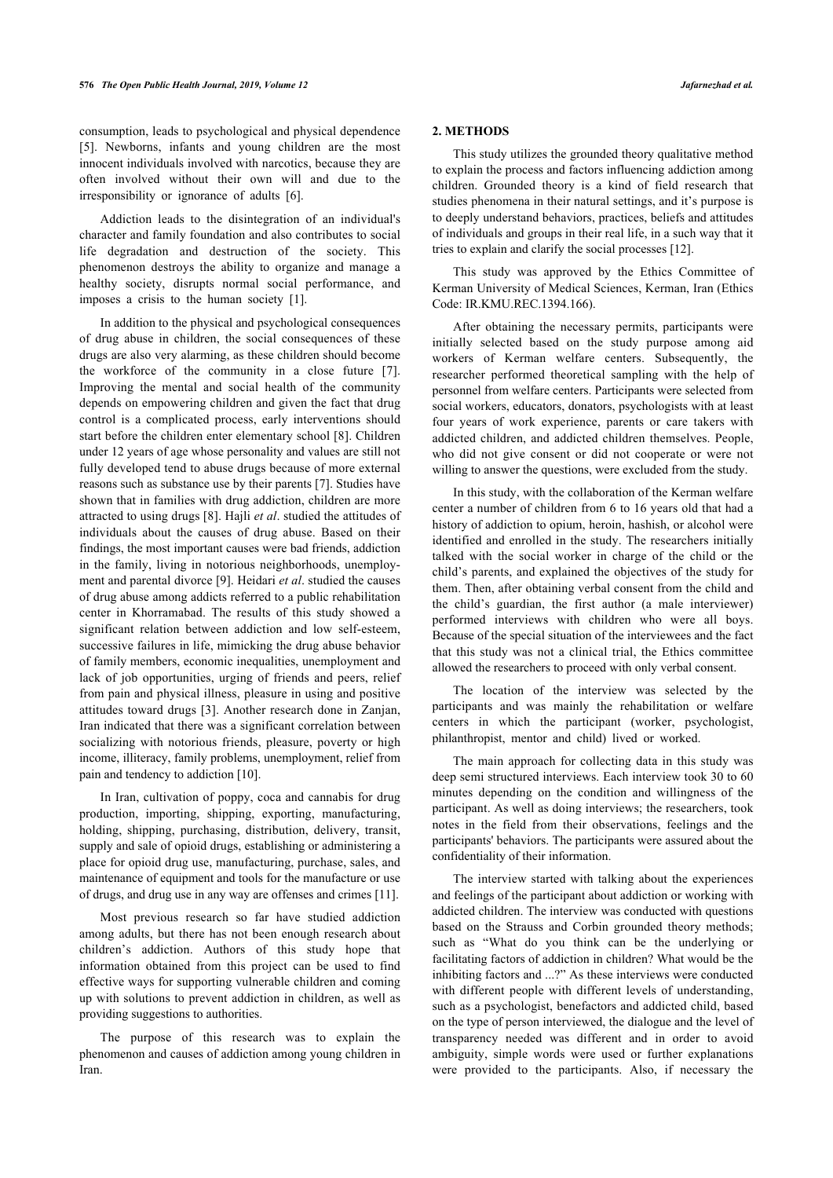consumption, leads to psychological and physical dependence [5]. Newborns, infants and young children are the most innocent individuals involved with narcotics, because they are often involved without their own will and due to the irresponsibility or ignorance of adults [6].

Addiction leads to the disintegration of an individual's character and family foundation and also contributes to social life degradation and destruction of the society. This phenomenon destroys the ability to organize and manage a healthy society, disrupts normal social performance, and imposes a crisis to the human society [1].

In addition to the physical and psychological consequences of drug abuse in children, the social consequences of these drugs are also very alarming, as these children should become the workforce of the community in a close future [7]. Improving the mental and social health of the community depends on empowering children and given the fact that drug control is a complicated process, early interventions should start before the children enter elementary school [8]. Children under 12 years of age whose personality and values are still not fully developed tend to abuse drugs because of more external reasons such as substance use by their parents [7]. Studies have shown that in families with drug addiction, children are more attracted to using drugs [8]. Hajli *et al*. studied the attitudes of individuals about the causes of drug abuse. Based on their findings, the most important causes were bad friends, addiction in the family, living in notorious neighborhoods, unemployment and parental divorce [9]. Heidari *et al*. studied the causes of drug abuse among addicts referred to a public rehabilitation center in Khorramabad. The results of this study showed a significant relation between addiction and low self-esteem, successive failures in life, mimicking the drug abuse behavior of family members, economic inequalities, unemployment and lack of job opportunities, urging of friends and peers, relief from pain and physical illness, pleasure in using and positive attitudes toward drugs [3]. Another research done in Zanjan, Iran indicated that there was a significant correlation between socializing with notorious friends, pleasure, poverty or high income, illiteracy, family problems, unemployment, relief from pain and tendency to addiction [10].

In Iran, cultivation of poppy, coca and cannabis for drug production, importing, shipping, exporting, manufacturing, holding, shipping, purchasing, distribution, delivery, transit, supply and sale of opioid drugs, establishing or administering a place for opioid drug use, manufacturing, purchase, sales, and maintenance of equipment and tools for the manufacture or use of drugs, and drug use in any way are offenses and crimes [11].

Most previous research so far have studied addiction among adults, but there has not been enough research about children's addiction. Authors of this study hope that information obtained from this project can be used to find effective ways for supporting vulnerable children and coming up with solutions to prevent addiction in children, as well as providing suggestions to authorities.

The purpose of this research was to explain the phenomenon and causes of addiction among young children in Iran.

## 2. METHODS

This study utilizes the grounded theory qualitative method to explain the process and factors influencing addiction among children. Grounded theory is a kind of field research that studies phenomena in their natural settings, and it's purpose is to deeply understand behaviors, practices, beliefs and attitudes of individuals and groups in their real life, in a such way that it tries to explain and clarify the social processes [12].

This study was approved by the Ethics Committee of Kerman University of Medical Sciences, Kerman, Iran (Ethics Code: IR.KMU.REC.1394.166).

After obtaining the necessary permits, participants were initially selected based on the study purpose among aid workers of Kerman welfare centers. Subsequently, the researcher performed theoretical sampling with the help of personnel from welfare centers. Participants were selected from social workers, educators, donators, psychologists with at least four years of work experience, parents or care takers with addicted children, and addicted children themselves. People, who did not give consent or did not cooperate or were not willing to answer the questions, were excluded from the study.

In this study, with the collaboration of the Kerman welfare center a number of children from 6 to 16 years old that had a history of addiction to opium, heroin, hashish, or alcohol were identified and enrolled in the study. The researchers initially talked with the social worker in charge of the child or the child's parents, and explained the objectives of the study for them. Then, after obtaining verbal consent from the child and the child's guardian, the first author (a male interviewer) performed interviews with children who were all boys. Because of the special situation of the interviewees and the fact that this study was not a clinical trial, the Ethics committee allowed the researchers to proceed with only verbal consent.

The location of the interview was selected by the participants and was mainly the rehabilitation or welfare centers in which the participant (worker, psychologist, philanthropist, mentor and child) lived or worked.

The main approach for collecting data in this study was deep semi structured interviews. Each interview took 30 to 60 minutes depending on the condition and willingness of the participant. As well as doing interviews; the researchers, took notes in the field from their observations, feelings and the participants' behaviors. The participants were assured about the confidentiality of their information.

The interview started with talking about the experiences and feelings of the participant about addiction or working with addicted children. The interview was conducted with questions based on the Strauss and Corbin grounded theory methods; such as "What do you think can be the underlying or facilitating factors of addiction in children? What would be the inhibiting factors and ...?" As these interviews were conducted with different people with different levels of understanding, such as a psychologist, benefactors and addicted child, based on the type of person interviewed, the dialogue and the level of transparency needed was different and in order to avoid ambiguity, simple words were used or further explanations were provided to the participants. Also, if necessary the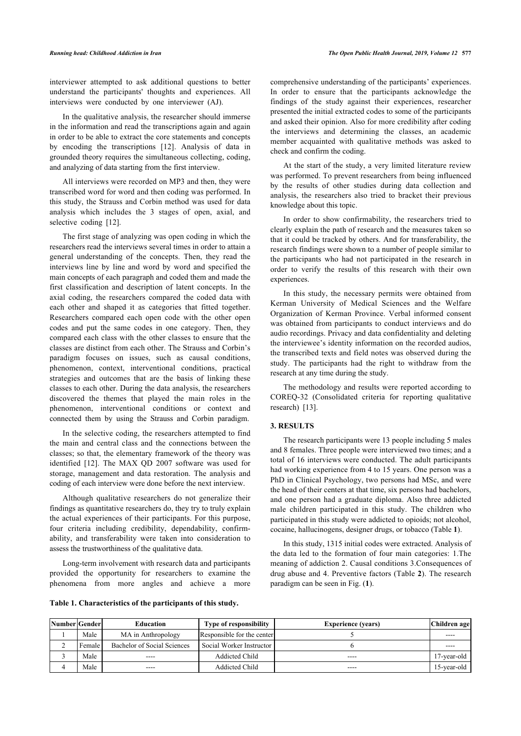interviewer attempted to ask additional questions to better understand the participants' thoughts and experiences. All interviews were conducted by one interviewer (AJ).

In the qualitative analysis, the researcher should immerse in the information and read the transcriptions again and again in order to be able to extract the core statements and concepts by encoding the transcriptions [12]. Analysis of data in grounded theory requires the simultaneous collecting, coding, and analyzing of data starting from the first interview.

All interviews were recorded on MP3 and then, they were transcribed word for word and then coding was performed. In this study, the Strauss and Corbin method was used for data analysis which includes the 3 stages of open, axial, and selective coding [12].

The first stage of analyzing was open coding in which the researchers read the interviews several times in order to attain a general understanding of the concepts. Then, they read the interviews line by line and word by word and specified the main concepts of each paragraph and coded them and made the first classification and description of latent concepts. In the axial coding, the researchers compared the coded data with each other and shaped it as categories that fitted together. Researchers compared each open code with the other open codes and put the same codes in one category. Then, they compared each class with the other classes to ensure that the classes are distinct from each other. The Strauss and Corbin's paradigm focuses on issues, such as causal conditions, phenomenon, context, interventional conditions, practical strategies and outcomes that are the basis of linking these classes to each other. During the data analysis, the researchers discovered the themes that played the main roles in the phenomenon, interventional conditions or context and connected them by using the Strauss and Corbin paradigm.

In the selective coding, the researchers attempted to find the main and central class and the connections between the classes; so that, the elementary framework of the theory was identified [12]. The MAX QD 2007 software was used for storage, management and data restoration. The analysis and coding of each interview were done before the next interview.

Although qualitative researchers do not generalize their findings as quantitative researchers do, they try to truly explain the actual experiences of their participants. For this purpose, four criteria including credibility, dependability, confirmability, and transferability were taken into consideration to assess the trustworthiness of the qualitative data.

Long-term involvement with research data and participants provided the opportunity for researchers to examine the phenomena from more angles and achieve a more comprehensive understanding of the participants' experiences. In order to ensure that the participants acknowledge the findings of the study against their experiences, researcher presented the initial extracted codes to some of the participants and asked their opinion. Also for more credibility after coding the interviews and determining the classes, an academic member acquainted with qualitative methods was asked to check and confirm the coding.

At the start of the study, a very limited literature review was performed. To prevent researchers from being influenced by the results of other studies during data collection and analysis, the researchers also tried to bracket their previous knowledge about this topic.

In order to show confirmability, the researchers tried to clearly explain the path of research and the measures taken so that it could be tracked by others. And for transferability, the research findings were shown to a number of people similar to the participants who had not participated in the research in order to verify the results of this research with their own experiences.

In this study, the necessary permits were obtained from Kerman University of Medical Sciences and the Welfare Organization of Kerman Province. Verbal informed consent was obtained from participants to conduct interviews and do audio recordings. Privacy and data confidentiality and deleting the interviewee's identity information on the recorded audios, the transcribed texts and field notes was observed during the study. The participants had the right to withdraw from the research at any time during the study.

The methodology and results were reported according to COREQ-32 (Consolidated criteria for reporting qualitative research) [13].

## 3. RESULTS

The research participants were 13 people including 5 males and 8 females. Three people were interviewed two times; and a total of 16 interviews were conducted. The adult participants had working experience from 4 to 15 years. One person was a PhD in Clinical Psychology, two persons had MSc, and were the head of their centers at that time, six persons had bachelors, and one person had a graduate diploma. Also three addicted male children participated in this study. The children who participated in this study were addicted to opioids; not alcohol, cocaine, hallucinogens, designer drugs, or tobacco (Table **1**).

In this study, 1315 initial codes were extracted. Analysis of the data led to the formation of four main categories: 1.The meaning of addiction 2. Causal conditions 3.Consequences of drug abuse and 4. Preventive factors (Table **2**). The research paradigm can be seen in Fig. (**1**).

**Table 1. Characteristics of the participants of this study.**

| Number | Gender | Education | Type of responsibility | Experience (years) | Children age |
|---|---|---|---|---|---|
| 1 | Male | MA in Anthropology | Responsible for the center | 5 | ---- |
| 2 | Female | Bachelor of Social Sciences | Social Worker Instructor | 6 | ---- |
| 3 | Male | ---- | Addicted Child | ---- | 17-year-old |
| 4 | Male | ---- | Addicted Child | ---- | 15-year-old |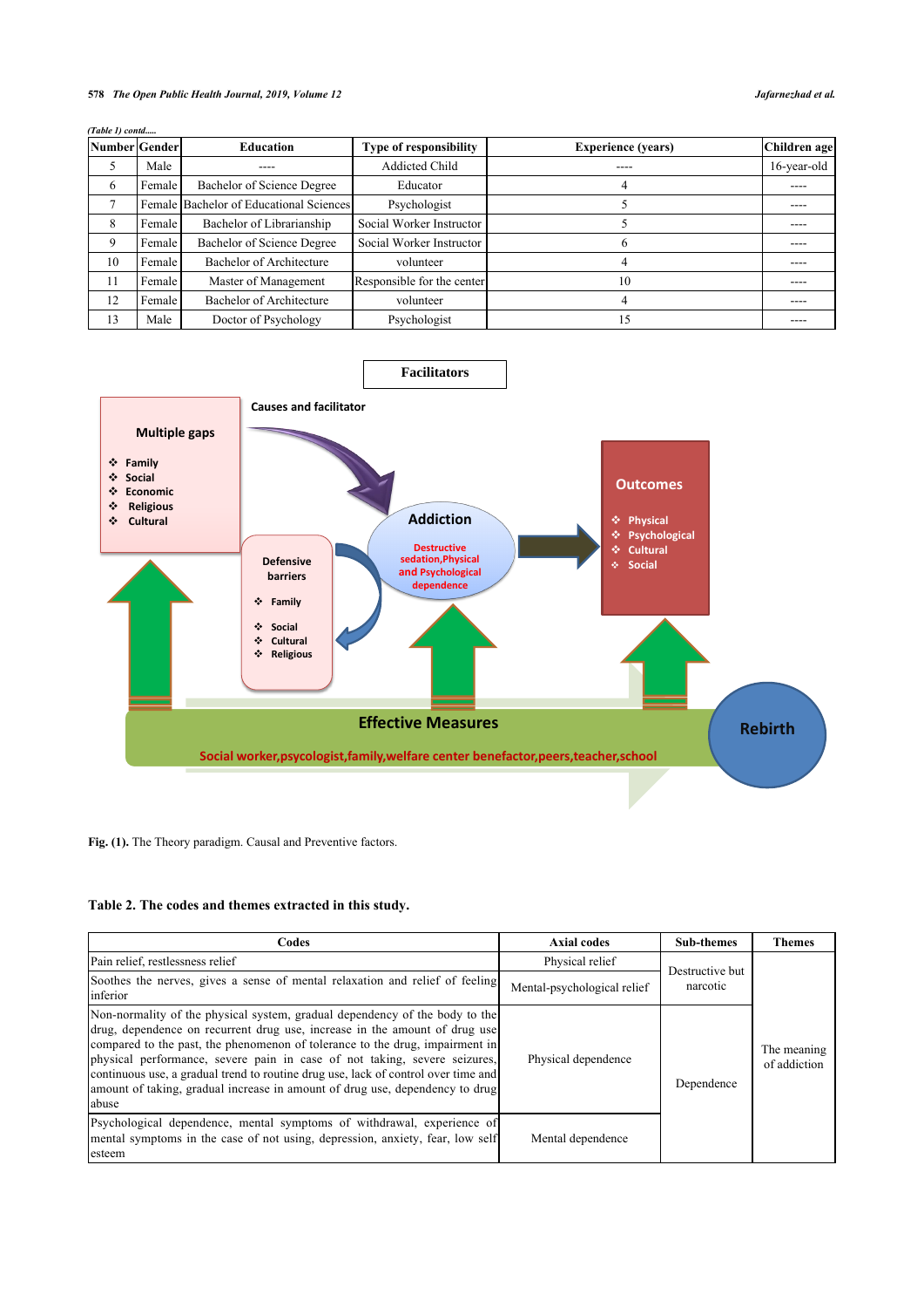*(Table 1) contd.....*

| Number | Gender | Education | Type of responsibility | Experience (years) | Children age |
|---|---|---|---|---|---|
| 5 | Male | ---- | Addicted Child | ---- | 16-year-old |
| 6 | Female | Bachelor of Science Degree | Educator | 4 | ---- |
| 7 | Female | Bachelor of Educational Sciences | Psychologist | 5 | ---- |
| 8 | Female | Bachelor of Librarianship | Social Worker Instructor | 5 | ---- |
| 9 | Female | Bachelor of Science Degree | Social Worker Instructor | 6 | ---- |
| 10 | Female | Bachelor of Architecture | volunteer | 4 | ---- |
| 11 | Female | Master of Management | Responsible for the center | 10 | ---- |
| 12 | Female | Bachelor of Architecture | volunteer | 4 | ---- |
| 13 | Male | Doctor of Psychology | Psychologist | 15 | ---- |

**Fig. (1).** The Theory paradigm. Causal and Preventive factors.

**Table 2. The codes and themes extracted in this study.**

| Codes | Axial codes | Sub-themes | Themes |
|---|---|---|---|
| Pain relief, restlessness relief | Physical relief | Destructive but narcotic | The meaning of addiction |
| Soothes the nerves, gives a sense of mental relaxation and relief of feeling inferior | Mental-psychological relief | | |
| Non-normality of the physical system, gradual dependency of the body to the drug, dependence on recurrent drug use, increase in the amount of drug use compared to the past, the phenomenon of tolerance to the drug, impairment in physical performance, severe pain in case of not taking, severe seizures, continuous use, a gradual trend to routine drug use, lack of control over time and amount of taking, gradual increase in amount of drug use, dependency to drug abuse | Physical dependence | Dependence | |
| Psychological dependence, mental symptoms of withdrawal, experience of mental symptoms in the case of not using, depression, anxiety, fear, low self esteem | Mental dependence | | |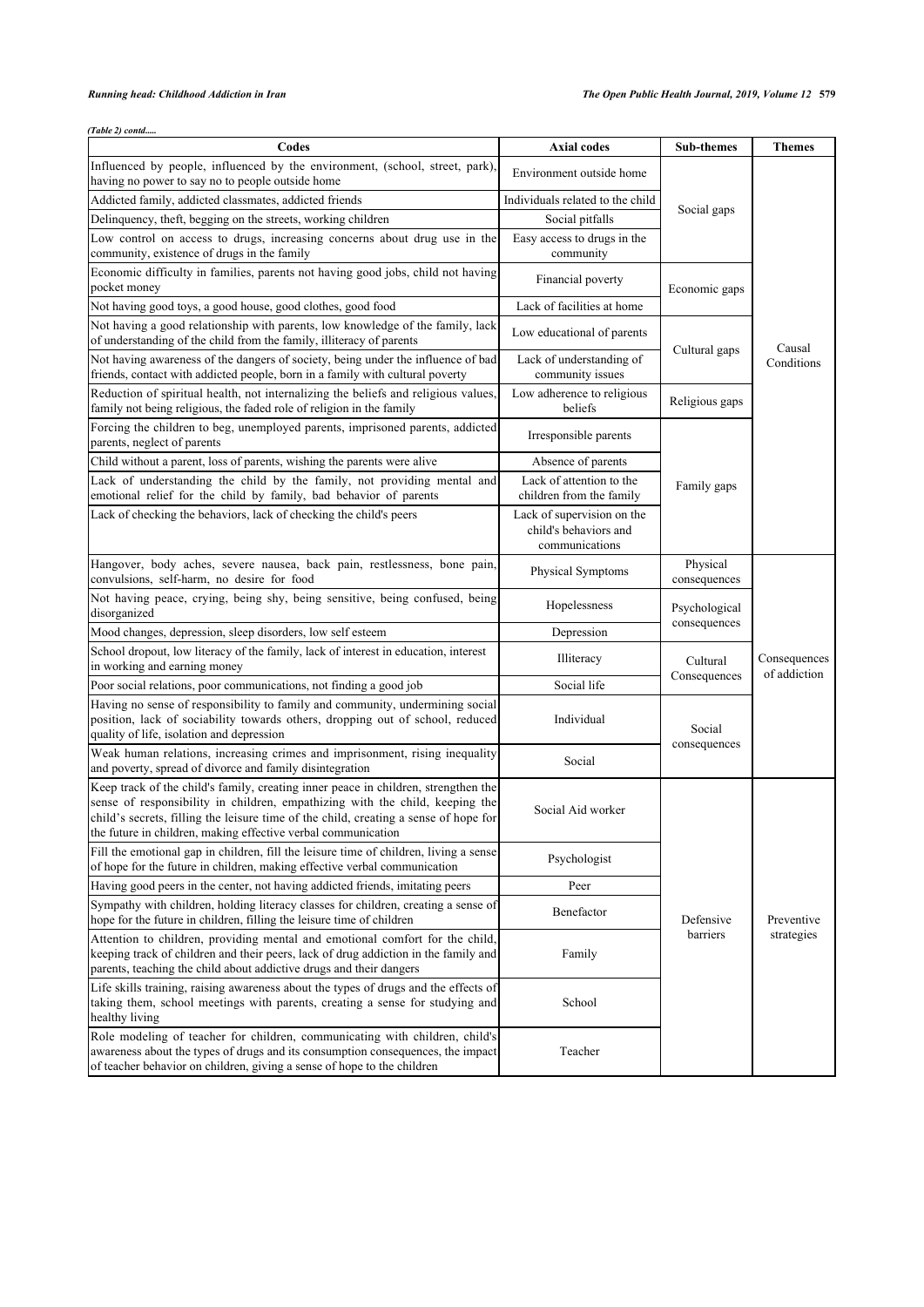*(Table 2) contd.....*

| Codes | Axial codes | Sub-themes | Themes |
|---|---|---|---|
| Influenced by people, influenced by the environment, (school, street, park), having no power to say no to people outside home | Environment outside home | Social gaps | Causal Conditions |
| Addicted family, addicted classmates, addicted friends | Individuals related to the child | | |
| Delinquency, theft, begging on the streets, working children | Social pitfalls | | |
| Low control on access to drugs, increasing concerns about drug use in the community, existence of drugs in the family | Easy access to drugs in the community | | |
| Economic difficulty in families, parents not having good jobs, child not having pocket money | Financial poverty | Economic gaps | |
| Not having good toys, a good house, good clothes, good food | Lack of facilities at home | | |
| Not having a good relationship with parents, low knowledge of the family, lack of understanding of the child from the family, illiteracy of parents | Low educational of parents | Cultural gaps | |
| Not having awareness of the dangers of society, being under the influence of bad friends, contact with addicted people, born in a family with cultural poverty | Lack of understanding of community issues | | |
| Reduction of spiritual health, not internalizing the beliefs and religious values, family not being religious, the faded role of religion in the family | Low adherence to religious beliefs | Religious gaps | |
| Forcing the children to beg, unemployed parents, imprisoned parents, addicted parents, neglect of parents | Irresponsible parents | Family gaps | |
| Child without a parent, loss of parents, wishing the parents were alive | Absence of parents | | |
| Lack of understanding the child by the family, not providing mental and emotional relief for the child by family, bad behavior of parents | Lack of attention to the children from the family | | |
| Lack of checking the behaviors, lack of checking the child's peers | Lack of supervision on the child's behaviors and communications | | |
| Hangover, body aches, severe nausea, back pain, restlessness, bone pain, convulsions, self-harm, no desire for food | Physical Symptoms | Physical consequences | Consequences of addiction |
| Not having peace, crying, being shy, being sensitive, being confused, being disorganized | Hopelessness | Psychological consequences | |
| Mood changes, depression, sleep disorders, low self esteem | Depression | | |
| School dropout, low literacy of the family, lack of interest in education, interest in working and earning money | Illiteracy | Cultural Consequences | |
| Poor social relations, poor communications, not finding a good job | Social life | | |
| Having no sense of responsibility to family and community, undermining social position, lack of sociability towards others, dropping out of school, reduced quality of life, isolation and depression | Individual | Social consequences | |
| Weak human relations, increasing crimes and imprisonment, rising inequality and poverty, spread of divorce and family disintegration | Social | | |
| Keep track of the child's family, creating inner peace in children, strengthen the sense of responsibility in children, empathizing with the child, keeping the child's secrets, filling the leisure time of the child, creating a sense of hope for the future in children, making effective verbal communication | Social Aid worker | Defensive barriers | Preventive strategies |
| Fill the emotional gap in children, fill the leisure time of children, living a sense of hope for the future in children, making effective verbal communication | Psychologist | | |
| Having good peers in the center, not having addicted friends, imitating peers | Peer | | |
| Sympathy with children, holding literacy classes for children, creating a sense of hope for the future in children, filling the leisure time of children | Benefactor | | |
| Attention to children, providing mental and emotional comfort for the child, keeping track of children and their peers, lack of drug addiction in the family and parents, teaching the child about addictive drugs and their dangers | Family | | |
| Life skills training, raising awareness about the types of drugs and the effects of taking them, school meetings with parents, creating a sense for studying and healthy living | School | | |
| Role modeling of teacher for children, communicating with children, child's awareness about the types of drugs and its consumption consequences, the impact of teacher behavior on children, giving a sense of hope to the children | Teacher | | |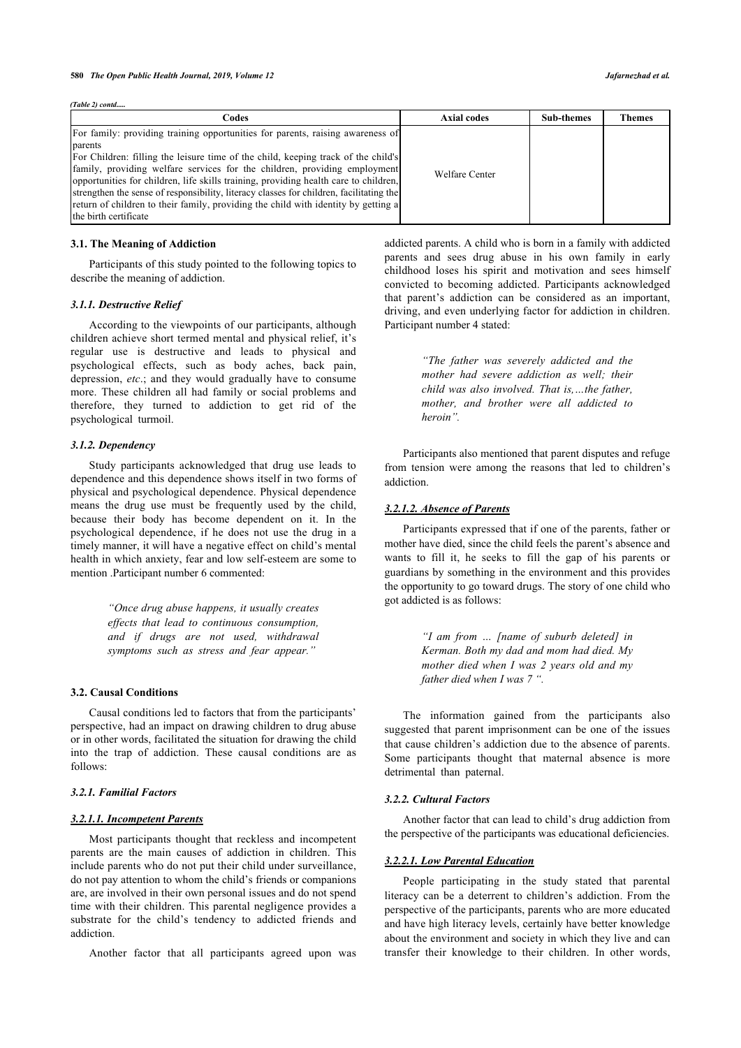*(Table 2) contd.....*

| Codes | Axial codes | Sub-themes | Themes |
|---|---|---|---|
| For family: providing training opportunities for parents, raising awareness of parents<br>For Children: filling the leisure time of the child, keeping track of the child's family, providing welfare services for the children, providing employment opportunities for children, life skills training, providing health care to children, strengthen the sense of responsibility, literacy classes for children, facilitating the return of children to their family, providing the child with identity by getting a the birth certificate | Welfare Center | | |

### 3.1. The Meaning of Addiction

Participants of this study pointed to the following topics to describe the meaning of addiction.

#### *3.1.1. Destructive Relief*

According to the viewpoints of our participants, although children achieve short termed mental and physical relief, it's regular use is destructive and leads to physical and psychological effects, such as body aches, back pain, depression, *etc.*; and they would gradually have to consume more. These children all had family or social problems and therefore, they turned to addiction to get rid of the psychological turmoil.

#### *3.1.2. Dependency*

Study participants acknowledged that drug use leads to dependence and this dependence shows itself in two forms of physical and psychological dependence. Physical dependence means the drug use must be frequently used by the child, because their body has become dependent on it. In the psychological dependence, if he does not use the drug in a timely manner, it will have a negative effect on child's mental health in which anxiety, fear and low self-esteem are some to mention .Participant number 6 commented:

> *"Once drug abuse happens, it usually creates effects that lead to continuous consumption, and if drugs are not used, withdrawal symptoms such as stress and fear appear."*

### 3.2. Causal Conditions

Causal conditions led to factors that from the participants' perspective, had an impact on drawing children to drug abuse or in other words, facilitated the situation for drawing the child into the trap of addiction. These causal conditions are as follows:

#### *3.2.1. Familial Factors*

##### ***3.2.1.1. Incompetent Parents***

Most participants thought that reckless and incompetent parents are the main causes of addiction in children. This include parents who do not put their child under surveillance, do not pay attention to whom the child's friends or companions are, are involved in their own personal issues and do not spend time with their children. This parental negligence provides a substrate for the child's tendency to addicted friends and addiction.

Another factor that all participants agreed upon was addicted parents. A child who is born in a family with addicted parents and sees drug abuse in his own family in early childhood loses his spirit and motivation and sees himself convicted to becoming addicted. Participants acknowledged that parent's addiction can be considered as an important, driving, and even underlying factor for addiction in children. Participant number 4 stated:

> *"The father was severely addicted and the mother had severe addiction as well; their child was also involved. That is,…the father, mother, and brother were all addicted to heroin".*

Participants also mentioned that parent disputes and refuge from tension were among the reasons that led to children's addiction.

##### ***3.2.1.2. Absence of Parents***

Participants expressed that if one of the parents, father or mother have died, since the child feels the parent's absence and wants to fill it, he seeks to fill the gap of his parents or guardians by something in the environment and this provides the opportunity to go toward drugs. The story of one child who got addicted is as follows:

> *"I am from … [name of suburb deleted] in Kerman. Both my dad and mom had died. My mother died when I was 2 years old and my father died when I was 7 ".*

The information gained from the participants also suggested that parent imprisonment can be one of the issues that cause children's addiction due to the absence of parents. Some participants thought that maternal absence is more detrimental than paternal.

#### *3.2.2. Cultural Factors*

Another factor that can lead to child's drug addiction from the perspective of the participants was educational deficiencies.

##### ***3.2.2.1. Low Parental Education***

People participating in the study stated that parental literacy can be a deterrent to children's addiction. From the perspective of the participants, parents who are more educated and have high literacy levels, certainly have better knowledge about the environment and society in which they live and can transfer their knowledge to their children. In other words,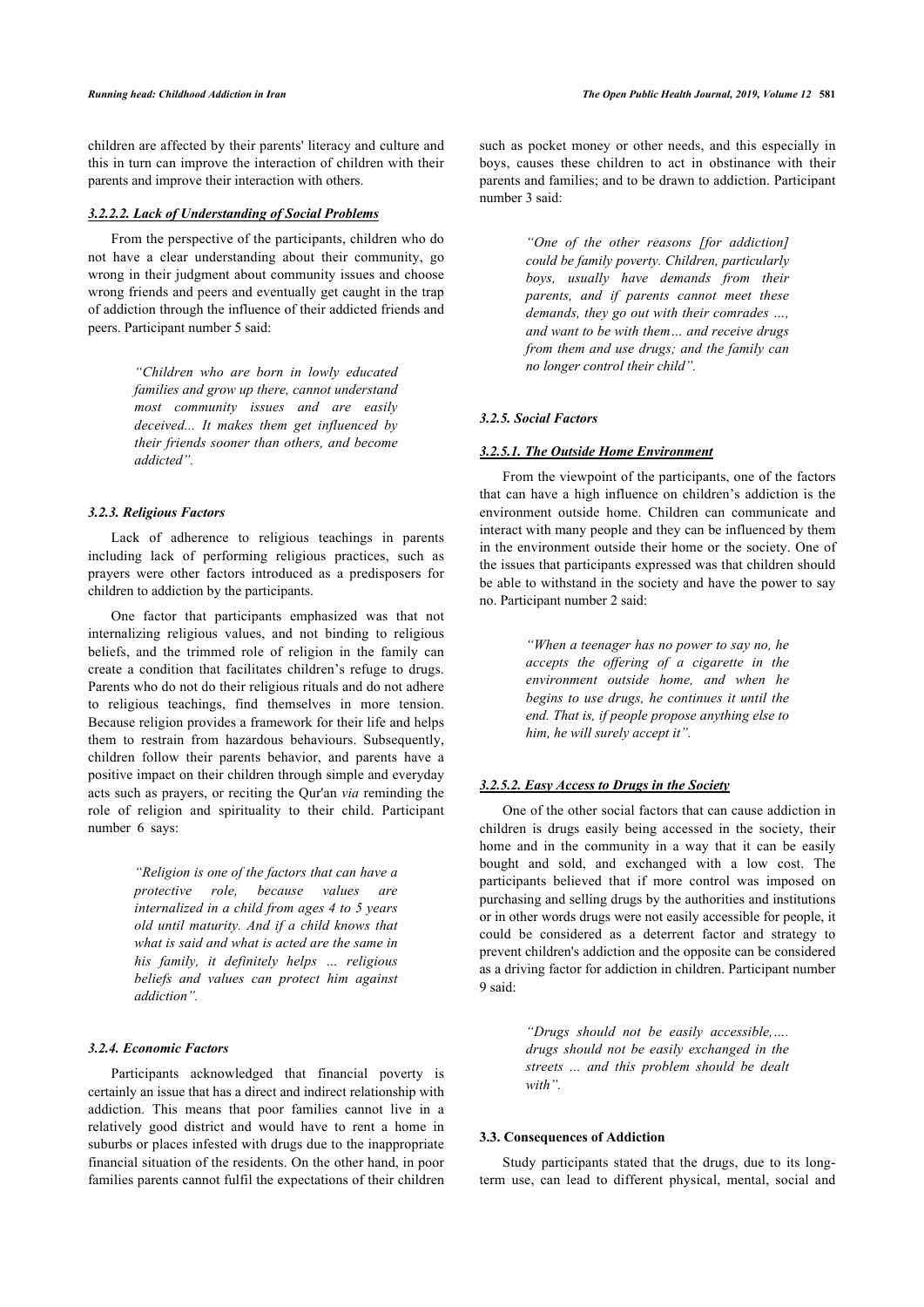children are affected by their parents' literacy and culture and this in turn can improve the interaction of children with their parents and improve their interaction with others.

#### ***3.2.2.2. Lack of Understanding of Social Problems***

From the perspective of the participants, children who do not have a clear understanding about their community, go wrong in their judgment about community issues and choose wrong friends and peers and eventually get caught in the trap of addiction through the influence of their addicted friends and peers. Participant number 5 said:

> *"Children who are born in lowly educated families and grow up there, cannot understand most community issues and are easily deceived... It makes them get influenced by their friends sooner than others, and become addicted".*

### ***3.2.3. Religious Factors***

Lack of adherence to religious teachings in parents including lack of performing religious practices, such as prayers were other factors introduced as a predisposers for children to addiction by the participants.

One factor that participants emphasized was that not internalizing religious values, and not binding to religious beliefs, and the trimmed role of religion in the family can create a condition that facilitates children's refuge to drugs. Parents who do not do their religious rituals and do not adhere to religious teachings, find themselves in more tension. Because religion provides a framework for their life and helps them to restrain from hazardous behaviours. Subsequently, children follow their parents behavior, and parents have a positive impact on their children through simple and everyday acts such as prayers, or reciting the Qur'an *via* reminding the role of religion and spirituality to their child. Participant number 6 says:

> *"Religion is one of the factors that can have a protective role, because values are internalized in a child from ages 4 to 5 years old until maturity. And if a child knows that what is said and what is acted are the same in his family, it definitely helps ... religious beliefs and values can protect him against addiction".*

### ***3.2.4. Economic Factors***

Participants acknowledged that financial poverty is certainly an issue that has a direct and indirect relationship with addiction. This means that poor families cannot live in a relatively good district and would have to rent a home in suburbs or places infested with drugs due to the inappropriate financial situation of the residents. On the other hand, in poor families parents cannot fulfil the expectations of their children such as pocket money or other needs, and this especially in boys, causes these children to act in obstinance with their parents and families; and to be drawn to addiction. Participant number 3 said:

> *"One of the other reasons [for addiction] could be family poverty. Children, particularly boys, usually have demands from their parents, and if parents cannot meet these demands, they go out with their comrades ..., and want to be with them... and receive drugs from them and use drugs; and the family can no longer control their child".*

### ***3.2.5. Social Factors***

#### ***3.2.5.1. The Outside Home Environment***

From the viewpoint of the participants, one of the factors that can have a high influence on children's addiction is the environment outside home. Children can communicate and interact with many people and they can be influenced by them in the environment outside their home or the society. One of the issues that participants expressed was that children should be able to withstand in the society and have the power to say no. Participant number 2 said:

> *"When a teenager has no power to say no, he accepts the offering of a cigarette in the environment outside home, and when he begins to use drugs, he continues it until the end. That is, if people propose anything else to him, he will surely accept it".*

#### ***3.2.5.2. Easy Access to Drugs in the Society***

One of the other social factors that can cause addiction in children is drugs easily being accessed in the society, their home and in the community in a way that it can be easily bought and sold, and exchanged with a low cost. The participants believed that if more control was imposed on purchasing and selling drugs by the authorities and institutions or in other words drugs were not easily accessible for people, it could be considered as a deterrent factor and strategy to prevent children's addiction and the opposite can be considered as a driving factor for addiction in children. Participant number 9 said:

> *"Drugs should not be easily accessible,.... drugs should not be easily exchanged in the streets ... and this problem should be dealt with".*

### **3.3. Consequences of Addiction**

Study participants stated that the drugs, due to its long-term use, can lead to different physical, mental, social and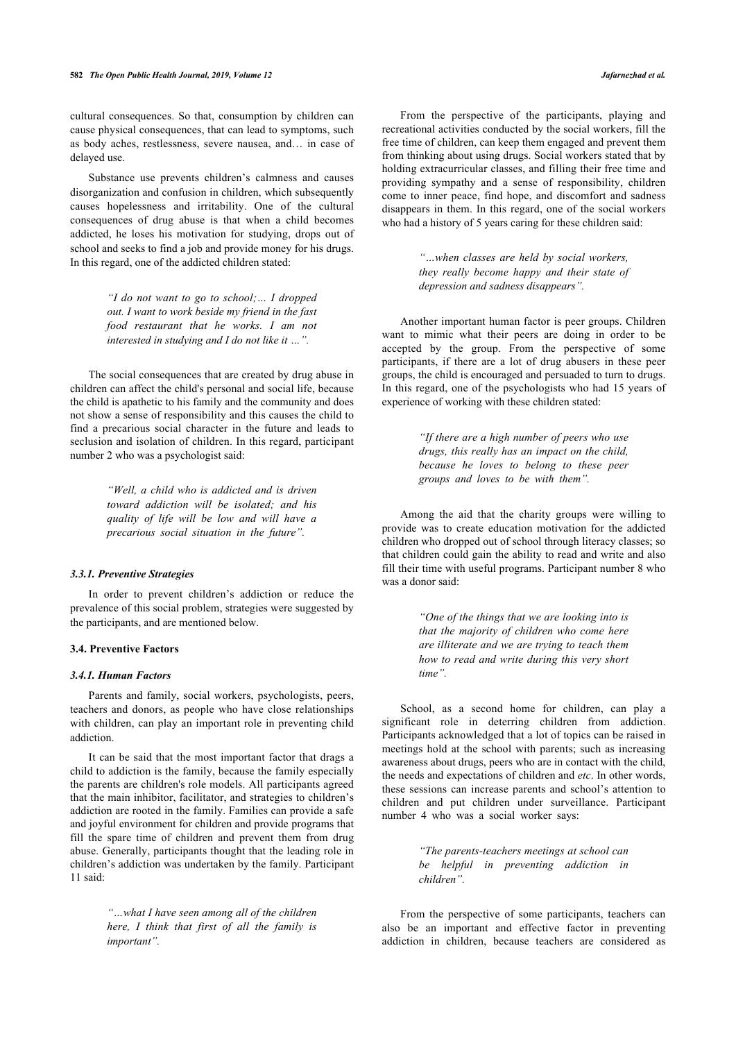cultural consequences. So that, consumption by children can cause physical consequences, that can lead to symptoms, such as body aches, restlessness, severe nausea, and… in case of delayed use.

Substance use prevents children's calmness and causes disorganization and confusion in children, which subsequently causes hopelessness and irritability. One of the cultural consequences of drug abuse is that when a child becomes addicted, he loses his motivation for studying, drops out of school and seeks to find a job and provide money for his drugs. In this regard, one of the addicted children stated:

> *"I do not want to go to school;… I dropped out. I want to work beside my friend in the fast food restaurant that he works. I am not interested in studying and I do not like it …".*

The social consequences that are created by drug abuse in children can affect the child's personal and social life, because the child is apathetic to his family and the community and does not show a sense of responsibility and this causes the child to find a precarious social character in the future and leads to seclusion and isolation of children. In this regard, participant number 2 who was a psychologist said:

> *"Well, a child who is addicted and is driven toward addiction will be isolated; and his quality of life will be low and will have a precarious social situation in the future".*

#### 3.3.1. Preventive Strategies

In order to prevent children's addiction or reduce the prevalence of this social problem, strategies were suggested by the participants, and are mentioned below.

### 3.4. Preventive Factors

#### 3.4.1. Human Factors

Parents and family, social workers, psychologists, peers, teachers and donors, as people who have close relationships with children, can play an important role in preventing child addiction.

It can be said that the most important factor that drags a child to addiction is the family, because the family especially the parents are children's role models. All participants agreed that the main inhibitor, facilitator, and strategies to children's addiction are rooted in the family. Families can provide a safe and joyful environment for children and provide programs that fill the spare time of children and prevent them from drug abuse. Generally, participants thought that the leading role in children's addiction was undertaken by the family. Participant 11 said:

> *"…what I have seen among all of the children here, I think that first of all the family is important".*

From the perspective of the participants, playing and recreational activities conducted by the social workers, fill the free time of children, can keep them engaged and prevent them from thinking about using drugs. Social workers stated that by holding extracurricular classes, and filling their free time and providing sympathy and a sense of responsibility, children come to inner peace, find hope, and discomfort and sadness disappears in them. In this regard, one of the social workers who had a history of 5 years caring for these children said:

> *"…when classes are held by social workers, they really become happy and their state of depression and sadness disappears".*

Another important human factor is peer groups. Children want to mimic what their peers are doing in order to be accepted by the group. From the perspective of some participants, if there are a lot of drug abusers in these peer groups, the child is encouraged and persuaded to turn to drugs. In this regard, one of the psychologists who had 15 years of experience of working with these children stated:

> *"If there are a high number of peers who use drugs, this really has an impact on the child, because he loves to belong to these peer groups and loves to be with them".*

Among the aid that the charity groups were willing to provide was to create education motivation for the addicted children who dropped out of school through literacy classes; so that children could gain the ability to read and write and also fill their time with useful programs. Participant number 8 who was a donor said:

> *"One of the things that we are looking into is that the majority of children who come here are illiterate and we are trying to teach them how to read and write during this very short time".*

School, as a second home for children, can play a significant role in deterring children from addiction. Participants acknowledged that a lot of topics can be raised in meetings hold at the school with parents; such as increasing awareness about drugs, peers who are in contact with the child, the needs and expectations of children and *etc*. In other words, these sessions can increase parents and school's attention to children and put children under surveillance. Participant number 4 who was a social worker says:

> *"The parents-teachers meetings at school can be helpful in preventing addiction in children".*

From the perspective of some participants, teachers can also be an important and effective factor in preventing addiction in children, because teachers are considered as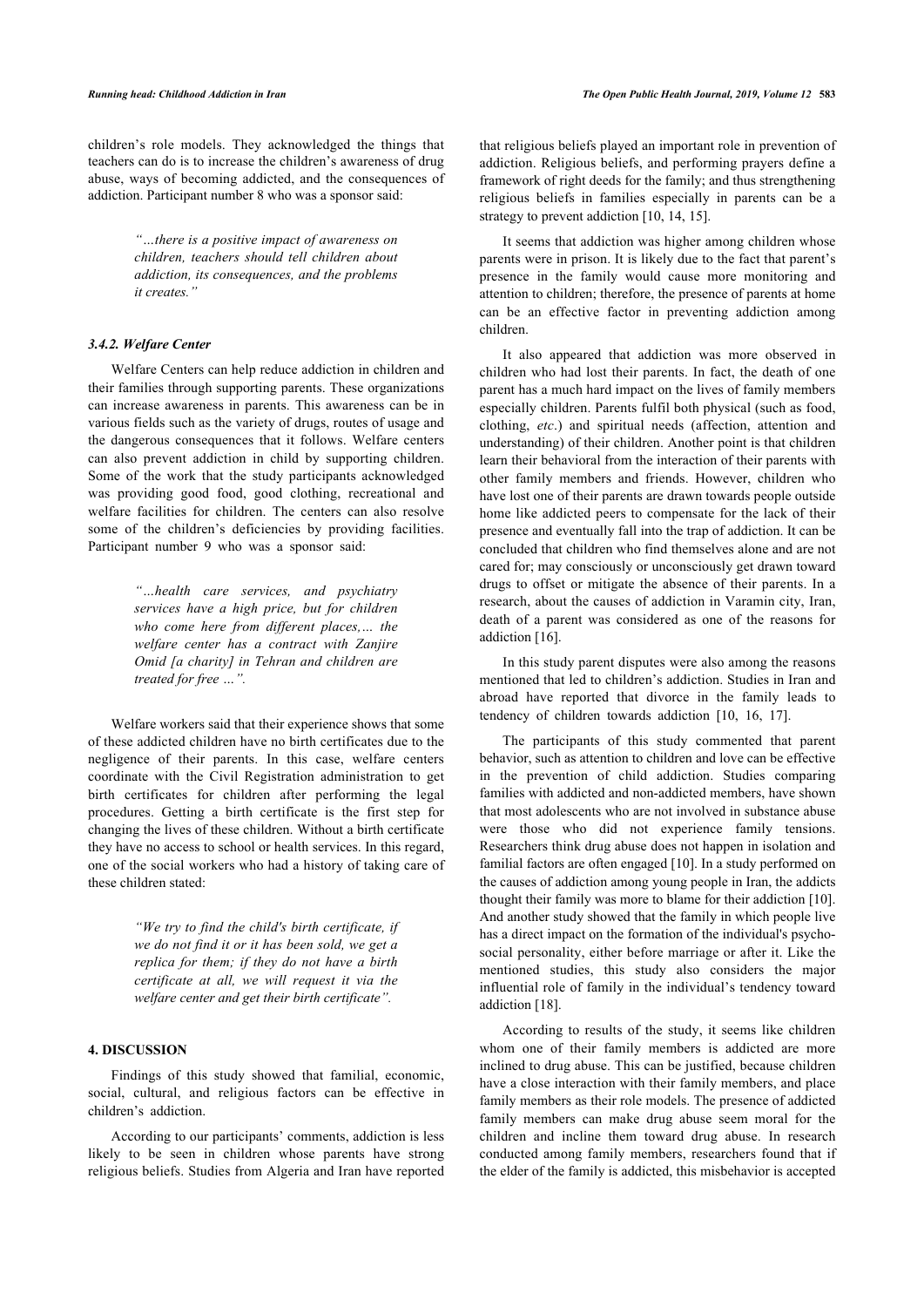children's role models. They acknowledged the things that teachers can do is to increase the children's awareness of drug abuse, ways of becoming addicted, and the consequences of addiction. Participant number 8 who was a sponsor said:

> *"…there is a positive impact of awareness on children, teachers should tell children about addiction, its consequences, and the problems it creates."*

#### 3.4.2. Welfare Center

Welfare Centers can help reduce addiction in children and their families through supporting parents. These organizations can increase awareness in parents. This awareness can be in various fields such as the variety of drugs, routes of usage and the dangerous consequences that it follows. Welfare centers can also prevent addiction in child by supporting children. Some of the work that the study participants acknowledged was providing good food, good clothing, recreational and welfare facilities for children. The centers can also resolve some of the children's deficiencies by providing facilities. Participant number 9 who was a sponsor said:

> *"…health care services, and psychiatry services have a high price, but for children who come here from different places,… the welfare center has a contract with Zanjire Omid [a charity] in Tehran and children are treated for free …".*

Welfare workers said that their experience shows that some of these addicted children have no birth certificates due to the negligence of their parents. In this case, welfare centers coordinate with the Civil Registration administration to get birth certificates for children after performing the legal procedures. Getting a birth certificate is the first step for changing the lives of these children. Without a birth certificate they have no access to school or health services. In this regard, one of the social workers who had a history of taking care of these children stated:

> *"We try to find the child's birth certificate, if we do not find it or it has been sold, we get a replica for them; if they do not have a birth certificate at all, we will request it via the welfare center and get their birth certificate".*

## 4. DISCUSSION

Findings of this study showed that familial, economic, social, cultural, and religious factors can be effective in children's addiction.

According to our participants' comments, addiction is less likely to be seen in children whose parents have strong religious beliefs. Studies from Algeria and Iran have reported that religious beliefs played an important role in prevention of addiction. Religious beliefs, and performing prayers define a framework of right deeds for the family; and thus strengthening religious beliefs in families especially in parents can be a strategy to prevent addiction [10, 14, 15].

It seems that addiction was higher among children whose parents were in prison. It is likely due to the fact that parent's presence in the family would cause more monitoring and attention to children; therefore, the presence of parents at home can be an effective factor in preventing addiction among children.

It also appeared that addiction was more observed in children who had lost their parents. In fact, the death of one parent has a much hard impact on the lives of family members especially children. Parents fulfil both physical (such as food, clothing, *etc*.) and spiritual needs (affection, attention and understanding) of their children. Another point is that children learn their behavioral from the interaction of their parents with other family members and friends. However, children who have lost one of their parents are drawn towards people outside home like addicted peers to compensate for the lack of their presence and eventually fall into the trap of addiction. It can be concluded that children who find themselves alone and are not cared for; may consciously or unconsciously get drawn toward drugs to offset or mitigate the absence of their parents. In a research, about the causes of addiction in Varamin city, Iran, death of a parent was considered as one of the reasons for addiction [16].

In this study parent disputes were also among the reasons mentioned that led to children's addiction. Studies in Iran and abroad have reported that divorce in the family leads to tendency of children towards addiction [10, 16, 17].

The participants of this study commented that parent behavior, such as attention to children and love can be effective in the prevention of child addiction. Studies comparing families with addicted and non-addicted members, have shown that most adolescents who are not involved in substance abuse were those who did not experience family tensions. Researchers think drug abuse does not happen in isolation and familial factors are often engaged [10]. In a study performed on the causes of addiction among young people in Iran, the addicts thought their family was more to blame for their addiction [10]. And another study showed that the family in which people live has a direct impact on the formation of the individual's psycho-social personality, either before marriage or after it. Like the mentioned studies, this study also considers the major influential role of family in the individual's tendency toward addiction [18].

According to results of the study, it seems like children whom one of their family members is addicted are more inclined to drug abuse. This can be justified, because children have a close interaction with their family members, and place family members as their role models. The presence of addicted family members can make drug abuse seem moral for the children and incline them toward drug abuse. In research conducted among family members, researchers found that if the elder of the family is addicted, this misbehavior is accepted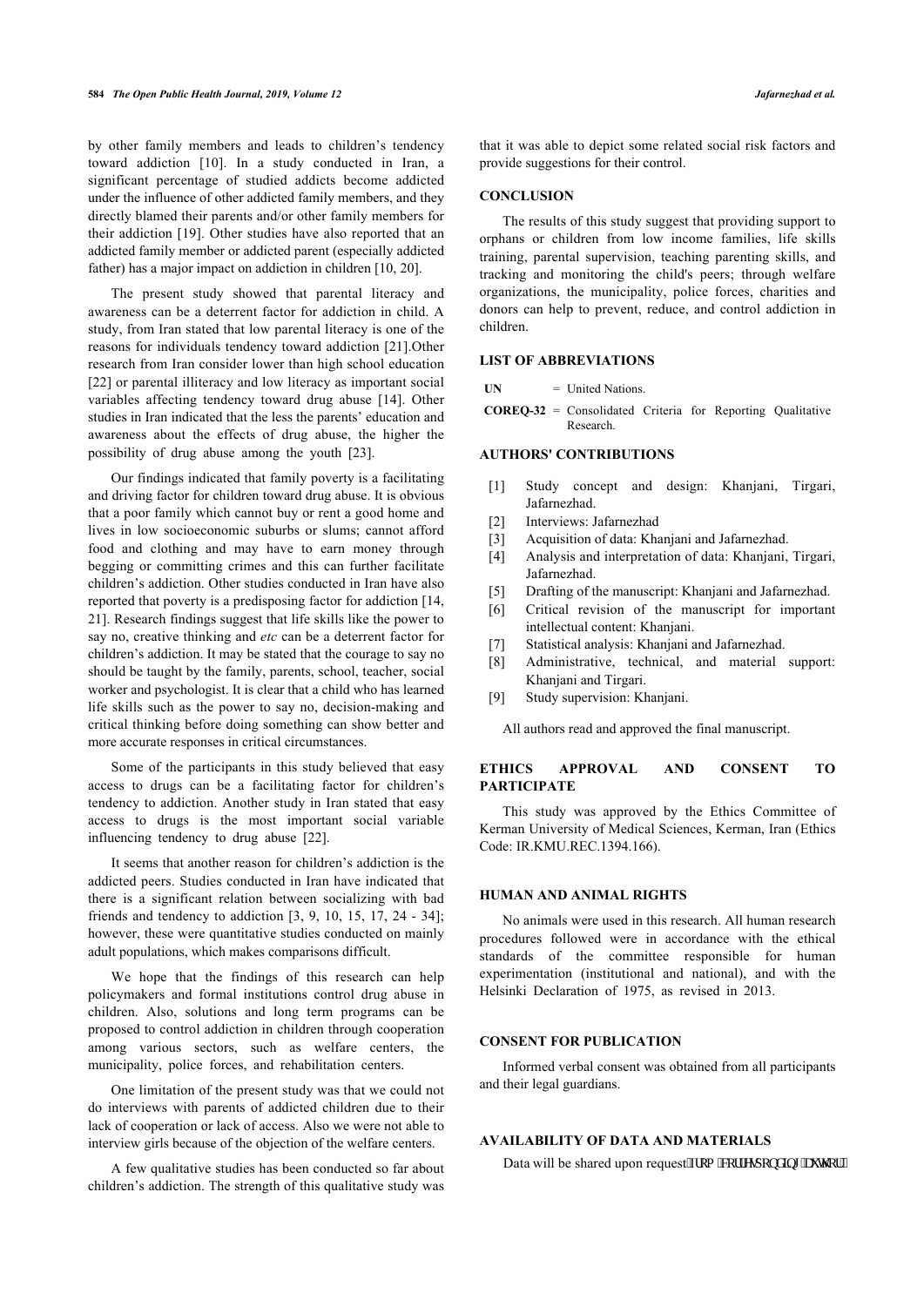by other family members and leads to children's tendency toward addiction [10]. In a study conducted in Iran, a significant percentage of studied addicts become addicted under the influence of other addicted family members, and they directly blamed their parents and/or other family members for their addiction [19]. Other studies have also reported that an addicted family member or addicted parent (especially addicted father) has a major impact on addiction in children [10, 20].

The present study showed that parental literacy and awareness can be a deterrent factor for addiction in child. A study, from Iran stated that low parental literacy is one of the reasons for individuals tendency toward addiction [21].Other research from Iran consider lower than high school education [22] or parental illiteracy and low literacy as important social variables affecting tendency toward drug abuse [14]. Other studies in Iran indicated that the less the parents' education and awareness about the effects of drug abuse, the higher the possibility of drug abuse among the youth [23].

Our findings indicated that family poverty is a facilitating and driving factor for children toward drug abuse. It is obvious that a poor family which cannot buy or rent a good home and lives in low socioeconomic suburbs or slums; cannot afford food and clothing and may have to earn money through begging or committing crimes and this can further facilitate children's addiction. Other studies conducted in Iran have also reported that poverty is a predisposing factor for addiction [14, 21]. Research findings suggest that life skills like the power to say no, creative thinking and *etc* can be a deterrent factor for children's addiction. It may be stated that the courage to say no should be taught by the family, parents, school, teacher, social worker and psychologist. It is clear that a child who has learned life skills such as the power to say no, decision-making and critical thinking before doing something can show better and more accurate responses in critical circumstances.

Some of the participants in this study believed that easy access to drugs can be a facilitating factor for children's tendency to addiction. Another study in Iran stated that easy access to drugs is the most important social variable influencing tendency to drug abuse [22].

It seems that another reason for children's addiction is the addicted peers. Studies conducted in Iran have indicated that there is a significant relation between socializing with bad friends and tendency to addiction [3, 9, 10, 15, 17, 24 - 34]; however, these were quantitative studies conducted on mainly adult populations, which makes comparisons difficult.

We hope that the findings of this research can help policymakers and formal institutions control drug abuse in children. Also, solutions and long term programs can be proposed to control addiction in children through cooperation among various sectors, such as welfare centers, the municipality, police forces, and rehabilitation centers.

One limitation of the present study was that we could not do interviews with parents of addicted children due to their lack of cooperation or lack of access. Also we were not able to interview girls because of the objection of the welfare centers.

A few qualitative studies has been conducted so far about children's addiction. The strength of this qualitative study was that it was able to depict some related social risk factors and provide suggestions for their control.

## CONCLUSION

The results of this study suggest that providing support to orphans or children from low income families, life skills training, parental supervision, teaching parenting skills, and tracking and monitoring the child's peers; through welfare organizations, the municipality, police forces, charities and donors can help to prevent, reduce, and control addiction in children.

## LIST OF ABBREVIATIONS

**UN** = United Nations.

**COREQ-32** = Consolidated Criteria for Reporting Qualitative Research.

## AUTHORS' CONTRIBUTIONS

[1] Study concept and design: Khanjani, Tirgari, Jafarnezhad.
[2] Interviews: Jafarnezhad
[3] Acquisition of data: Khanjani and Jafarnezhad.
[4] Analysis and interpretation of data: Khanjani, Tirgari, Jafarnezhad.
[5] Drafting of the manuscript: Khanjani and Jafarnezhad.
[6] Critical revision of the manuscript for important intellectual content: Khanjani.
[7] Statistical analysis: Khanjani and Jafarnezhad.
[8] Administrative, technical, and material support: Khanjani and Tirgari.
[9] Study supervision: Khanjani.

All authors read and approved the final manuscript.

## ETHICS APPROVAL AND CONSENT TO PARTICIPATE

This study was approved by the Ethics Committee of Kerman University of Medical Sciences, Kerman, Iran (Ethics Code: IR.KMU.REC.1394.166).

## HUMAN AND ANIMAL RIGHTS

No animals were used in this research. All human research procedures followed were in accordance with the ethical standards of the committee responsible for human experimentation (institutional and national), and with the Helsinki Declaration of 1975, as revised in 2013.

## CONSENT FOR PUBLICATION

Informed verbal consent was obtained from all participants and their legal guardians.

## AVAILABILITY OF DATA AND MATERIALS

Data will be shared upon request from corresponding author.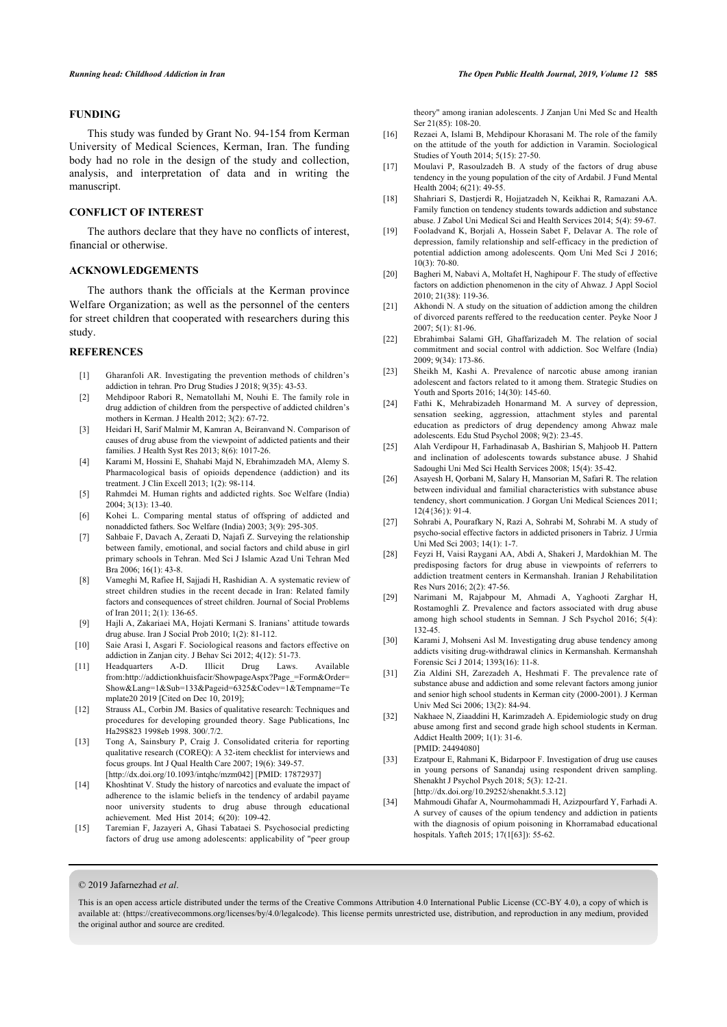## FUNDING

This study was funded by Grant No. 94-154 from Kerman University of Medical Sciences, Kerman, Iran. The funding body had no role in the design of the study and collection, analysis, and interpretation of data and in writing the manuscript.

## CONFLICT OF INTEREST

The authors declare that they have no conflicts of interest, financial or otherwise.

## ACKNOWLEDGEMENTS

The authors thank the officials at the Kerman province Welfare Organization; as well as the personnel of the centers for street children that cooperated with researchers during this study.

## REFERENCES

[1] Gharanfoli AR. Investigating the prevention methods of children's addiction in tehran. Pro Drug Studies J 2018; 9(35): 43-53.

[2] Mehdipoor Rabori R, Nematollahi M, Nouhi E. The family role in drug addiction of children from the perspective of addicted children's mothers in Kerman. J Health 2012; 3(2): 67-72.

[3] Heidari H, Sarif Malmir M, Kamran A, Beiranvand N. Comparison of causes of drug abuse from the viewpoint of addicted patients and their families. J Health Syst Res 2013; 8(6): 1017-26.

[4] Karami M, Hossini E, Shahabi Majd N, Ebrahimzadeh MA, Alemy S. Pharmacological basis of opioids dependence (addiction) and its treatment. J Clin Excell 2013; 1(2): 98-114.

[5] Rahmdei M. Human rights and addicted rights. Soc Welfare (India) 2004; 3(13): 13-40.

[6] Kohei L. Comparing mental status of offspring of addicted and nonaddicted fathers. Soc Welfare (India) 2003; 3(9): 295-305.

[7] Sahbaie F, Davach A, Zeraati D, Najafi Z. Surveying the relationship between family, emotional, and social factors and child abuse in girl primary schools in Tehran. Med Sci J Islamic Azad Uni Tehran Med Bra 2006; 16(1): 43-8.

[8] Vameghi M, Rafiee H, Sajjadi H, Rashidian A. A systematic review of street children studies in the recent decade in Iran: Related family factors and consequences of street children. Journal of Social Problems of Iran 2011; 2(1): 136-65.

[9] Hajli A, Zakariaei MA, Hojati Kermani S. Iranians' attitude towards drug abuse. Iran J Social Prob 2010; 1(2): 81-112.

[10] Saie Arasi I, Asgari F. Sociological reasons and factors effective on addiction in Zanjan city. J Behav Sci 2012; 4(12): 51-73.

[11] Headquarters A-D. Illicit Drug Laws. Available from:http://addictionkhuisfacir/ShowpageAspx?Page_=Form&Order=Show&Lang=1&Sub=133&Pageid=6325&Codev=1&Tempname=Template20 2019 [Cited on Dec 10, 2019];

[12] Strauss AL, Corbin JM. Basics of qualitative research: Techniques and procedures for developing grounded theory. Sage Publications, Inc Ha29S823 1998eb 1998. 300/.7/2.

[13] Tong A, Sainsbury P, Craig J. Consolidated criteria for reporting qualitative research (COREQ): A 32-item checklist for interviews and focus groups. Int J Qual Health Care 2007; 19(6): 349-57. [http://dx.doi.org/10.1093/intqhc/mzm042] [PMID: 17872937]

[14] Khoshtinat V. Study the history of narcotics and evaluate the impact of adherence to the islamic beliefs in the tendency of ardabil payame noor university students to drug abuse through educational achievement. Med Hist 2014; 6(20): 109-42.

[15] Taremian F, Jazayeri A, Ghasi Tabataei S. Psychosocial predicting factors of drug use among adolescents: applicability of "peer group theory" among iranian adolescents. J Zanjan Uni Med Sc and Health Ser 21(85): 108-20.

[16] Rezaei A, Islami B, Mehdipour Khorasani M. The role of the family on the attitude of the youth for addiction in Varamin. Sociological Studies of Youth 2014; 5(15): 27-50.

[17] Moulavi P, Rasoulzadeh B. A study of the factors of drug abuse tendency in the young population of the city of Ardabil. J Fund Mental Health 2004; 6(21): 49-55.

[18] Shahriari S, Dastjerdi R, Hojjatzadeh N, Keikhai R, Ramazani AA. Family function on tendency students towards addiction and substance abuse. J Zabol Uni Medical Sci and Health Services 2014; 5(4): 59-67.

[19] Fooladvand K, Borjali A, Hossein Sabet F, Delavar A. The role of depression, family relationship and self-efficacy in the prediction of potential addiction among adolescents. Qom Uni Med Sci J 2016; 10(3): 70-80.

[20] Bagheri M, Nabavi A, Moltafet H, Naghipour F. The study of effective factors on addiction phenomenon in the city of Ahwaz. J Appl Sociol 2010; 21(38): 119-36.

[21] Akhondi N. A study on the situation of addiction among the children of divorced parents reffered to the reeducation center. Peyke Noor J 2007; 5(1): 81-96.

[22] Ebrahimbai Salami GH, Ghaffarizadeh M. The relation of social commitment and social control with addiction. Soc Welfare (India) 2009; 9(34): 173-86.

[23] Sheikh M, Kashi A. Prevalence of narcotic abuse among iranian adolescent and factors related to it among them. Strategic Studies on Youth and Sports 2016; 14(30): 145-60.

[24] Fathi K, Mehrabizadeh Honarmand M. A survey of depression, sensation seeking, aggression, attachment styles and parental education as predictors of drug dependency among Ahwaz male adolescents. Edu Stud Psychol 2008; 9(2): 23-45.

[25] Alah Verdipour H, Farhadinasab A, Bashirian S, Mahjoob H. Pattern and inclination of adolescents towards substance abuse. J Shahid Sadoughi Uni Med Sci Health Services 2008; 15(4): 35-42.

[26] Asayesh H, Qorbani M, Salary H, Mansorian M, Safari R. The relation between individual and familial characteristics with substance abuse tendency, short communication. J Gorgan Uni Medical Sciences 2011; 12(4{36}): 91-4.

[27] Sohrabi A, Pourafkary N, Razi A, Sohrabi M, Sohrabi M. A study of psycho-social effective factors in addicted prisoners in Tabriz. J Urmia Uni Med Sci 2003; 14(1): 1-7.

[28] Feyzi H, Vaisi Raygani AA, Abdi A, Shakeri J, Mardokhian M. The predisposing factors for drug abuse in viewpoints of referrers to addiction treatment centers in Kermanshah. Iranian J Rehabilitation Res Nurs 2016; 2(2): 47-56.

[29] Narimani M, Rajabpour M, Ahmadi A, Yaghooti Zarghar H, Rostamoghli Z. Prevalence and factors associated with drug abuse among high school students in Semnan. J Sch Psychol 2016; 5(4): 132-45.

[30] Karami J, Mohseni Asl M. Investigating drug abuse tendency among addicts visiting drug-withdrawal clinics in Kermanshah. Kermanshah Forensic Sci J 2014; 1393(16): 11-8.

[31] Zia Aldini SH, Zarezadeh A, Heshmati F. The prevalence rate of substance abuse and addiction and some relevant factors among junior and senior high school students in Kerman city (2000-2001). J Kerman Univ Med Sci 2006; 13(2): 84-94.

[32] Nakhaee N, Ziaaddini H, Karimzadeh A. Epidemiologic study on drug abuse among first and second grade high school students in Kerman. Addict Health 2009; 1(1): 31-6. [PMID: 24494080]

[33] Ezatpour E, Rahmani K, Bidarpoor F. Investigation of drug use causes in young persons of Sanandaj using respondent driven sampling. Shenakht J Psychol Psych 2018; 5(3): 12-21. [http://dx.doi.org/10.29252/shenakht.5.3.12]

[34] Mahmoudi Ghafar A, Nourmohammadi H, Azizpourfard Y, Farhadi A. A survey of causes of the opium tendency and addiction in patients with the diagnosis of opium poisoning in Khorramabad educational hospitals. Yafteh 2015; 17(1[63]): 55-62.

© 2019 Jafarnezhad *et al*.

This is an open access article distributed under the terms of the Creative Commons Attribution 4.0 International Public License (CC-BY 4.0), a copy of which is available at: (https://creativecommons.org/licenses/by/4.0/legalcode). This license permits unrestricted use, distribution, and reproduction in any medium, provided the original author and source are credited.